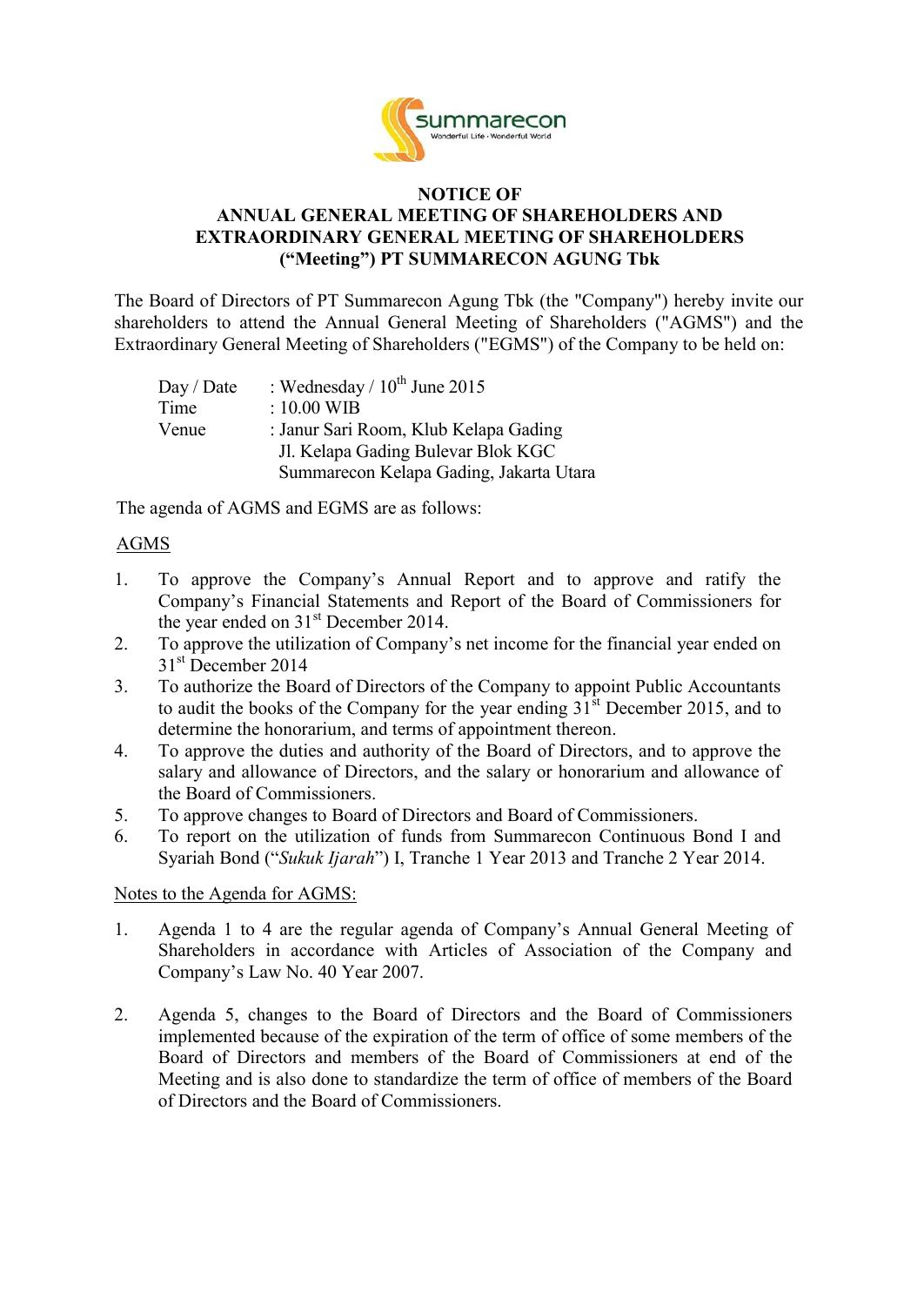**NOTICE OF**
**ANNUAL GENERAL MEETING OF SHAREHOLDERS AND EXTRAORDINARY GENERAL MEETING OF SHAREHOLDERS ("Meeting") PT SUMMARECON AGUNG Tbk**

The Board of Directors of PT Summarecon Agung Tbk (the "Company") hereby invite our shareholders to attend the Annual General Meeting of Shareholders ("AGMS") and the Extraordinary General Meeting of Shareholders ("EGMS") of the Company to be held on:

Day / Date : Wednesday / 10th June 2015
Time : 10.00 WIB
Venue : Janur Sari Room, Klub Kelapa Gading
Jl. Kelapa Gading Bulevar Blok KGC
Summarecon Kelapa Gading, Jakarta Utara

The agenda of AGMS and EGMS are as follows:

AGMS

1. To approve the Company's Annual Report and to approve and ratify the Company's Financial Statements and Report of the Board of Commissioners for the year ended on 31st December 2014.
2. To approve the utilization of Company's net income for the financial year ended on 31st December 2014
3. To authorize the Board of Directors of the Company to appoint Public Accountants to audit the books of the Company for the year ending 31st December 2015, and to determine the honorarium, and terms of appointment thereon.
4. To approve the duties and authority of the Board of Directors, and to approve the salary and allowance of Directors, and the salary or honorarium and allowance of the Board of Commissioners.
5. To approve changes to Board of Directors and Board of Commissioners.
6. To report on the utilization of funds from Summarecon Continuous Bond I and Syariah Bond ("*Sukuk Ijarah*") I, Tranche 1 Year 2013 and Tranche 2 Year 2014.

Notes to the Agenda for AGMS:

1. Agenda 1 to 4 are the regular agenda of Company's Annual General Meeting of Shareholders in accordance with Articles of Association of the Company and Company's Law No. 40 Year 2007.

2. Agenda 5, changes to the Board of Directors and the Board of Commissioners implemented because of the expiration of the term of office of some members of the Board of Directors and members of the Board of Commissioners at end of the Meeting and is also done to standardize the term of office of members of the Board of Directors and the Board of Commissioners.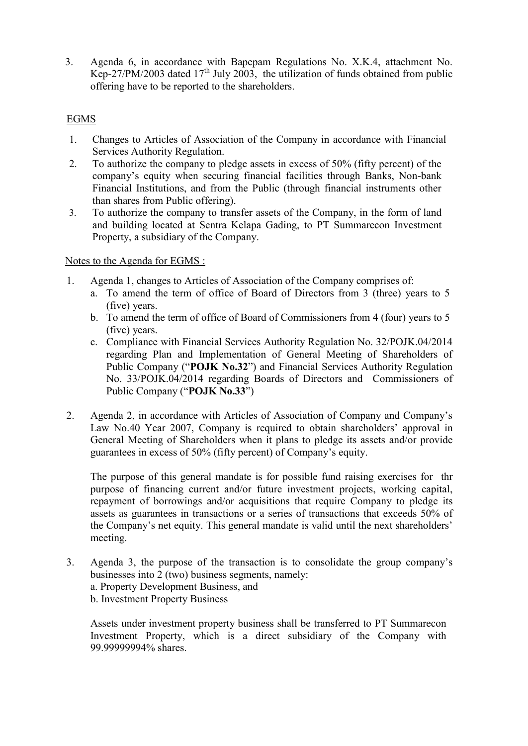3. Agenda 6, in accordance with Bapepam Regulations No. X.K.4, attachment No. Kep-27/PM/2003 dated 17th July 2003, the utilization of funds obtained from public offering have to be reported to the shareholders.

<u>EGMS</u>

1. Changes to Articles of Association of the Company in accordance with Financial Services Authority Regulation.
2. To authorize the company to pledge assets in excess of 50% (fifty percent) of the company's equity when securing financial facilities through Banks, Non-bank Financial Institutions, and from the Public (through financial instruments other than shares from Public offering).
3. To authorize the company to transfer assets of the Company, in the form of land and building located at Sentra Kelapa Gading, to PT Summarecon Investment Property, a subsidiary of the Company.

<u>Notes to the Agenda for EGMS :</u>

1. Agenda 1, changes to Articles of Association of the Company comprises of:
   a. To amend the term of office of Board of Directors from 3 (three) years to 5 (five) years.
   b. To amend the term of office of Board of Commissioners from 4 (four) years to 5 (five) years.
   c. Compliance with Financial Services Authority Regulation No. 32/POJK.04/2014 regarding Plan and Implementation of General Meeting of Shareholders of Public Company ("**POJK No.32**") and Financial Services Authority Regulation No. 33/POJK.04/2014 regarding Boards of Directors and Commissioners of Public Company ("**POJK No.33**")

2. Agenda 2, in accordance with Articles of Association of Company and Company's Law No.40 Year 2007, Company is required to obtain shareholders' approval in General Meeting of Shareholders when it plans to pledge its assets and/or provide guarantees in excess of 50% (fifty percent) of Company's equity.

   The purpose of this general mandate is for possible fund raising exercises for thr purpose of financing current and/or future investment projects, working capital, repayment of borrowings and/or acquisitions that require Company to pledge its assets as guarantees in transactions or a series of transactions that exceeds 50% of the Company's net equity. This general mandate is valid until the next shareholders' meeting.

3. Agenda 3, the purpose of the transaction is to consolidate the group company's businesses into 2 (two) business segments, namely:
   a. Property Development Business, and
   b. Investment Property Business

   Assets under investment property business shall be transferred to PT Summarecon Investment Property, which is a direct subsidiary of the Company with 99.99999994% shares.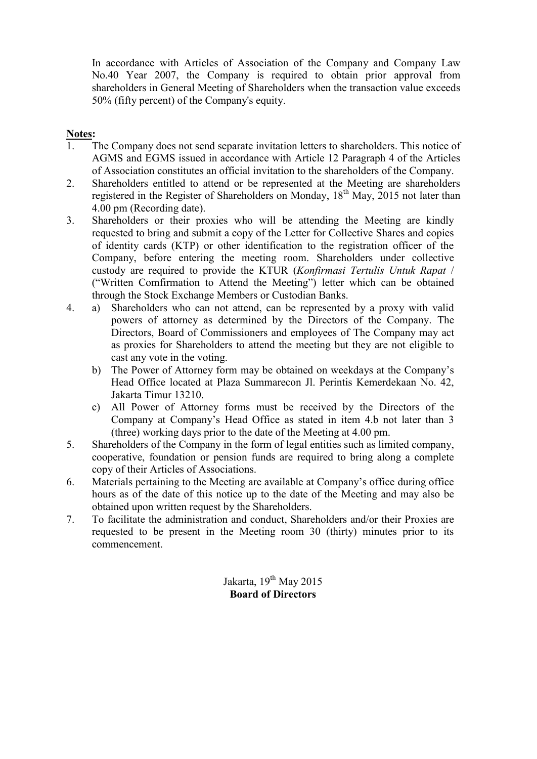In accordance with Articles of Association of the Company and Company Law No.40 Year 2007, the Company is required to obtain prior approval from shareholders in General Meeting of Shareholders when the transaction value exceeds 50% (fifty percent) of the Company's equity.

**Notes:**

1. The Company does not send separate invitation letters to shareholders. This notice of AGMS and EGMS issued in accordance with Article 12 Paragraph 4 of the Articles of Association constitutes an official invitation to the shareholders of the Company.
2. Shareholders entitled to attend or be represented at the Meeting are shareholders registered in the Register of Shareholders on Monday, 18th May, 2015 not later than 4.00 pm (Recording date).
3. Shareholders or their proxies who will be attending the Meeting are kindly requested to bring and submit a copy of the Letter for Collective Shares and copies of identity cards (KTP) or other identification to the registration officer of the Company, before entering the meeting room. Shareholders under collective custody are required to provide the KTUR (*Konfirmasi Tertulis Untuk Rapat* / ("Written Comfirmation to Attend the Meeting") letter which can be obtained through the Stock Exchange Members or Custodian Banks.
4. a) Shareholders who can not attend, can be represented by a proxy with valid powers of attorney as determined by the Directors of the Company. The Directors, Board of Commissioners and employees of The Company may act as proxies for Shareholders to attend the meeting but they are not eligible to cast any vote in the voting.
   b) The Power of Attorney form may be obtained on weekdays at the Company's Head Office located at Plaza Summarecon Jl. Perintis Kemerdekaan No. 42, Jakarta Timur 13210.
   c) All Power of Attorney forms must be received by the Directors of the Company at Company's Head Office as stated in item 4.b not later than 3 (three) working days prior to the date of the Meeting at 4.00 pm.
5. Shareholders of the Company in the form of legal entities such as limited company, cooperative, foundation or pension funds are required to bring along a complete copy of their Articles of Associations.
6. Materials pertaining to the Meeting are available at Company's office during office hours as of the date of this notice up to the date of the Meeting and may also be obtained upon written request by the Shareholders.
7. To facilitate the administration and conduct, Shareholders and/or their Proxies are requested to be present in the Meeting room 30 (thirty) minutes prior to its commencement.

Jakarta, 19th May 2015

**Board of Directors**